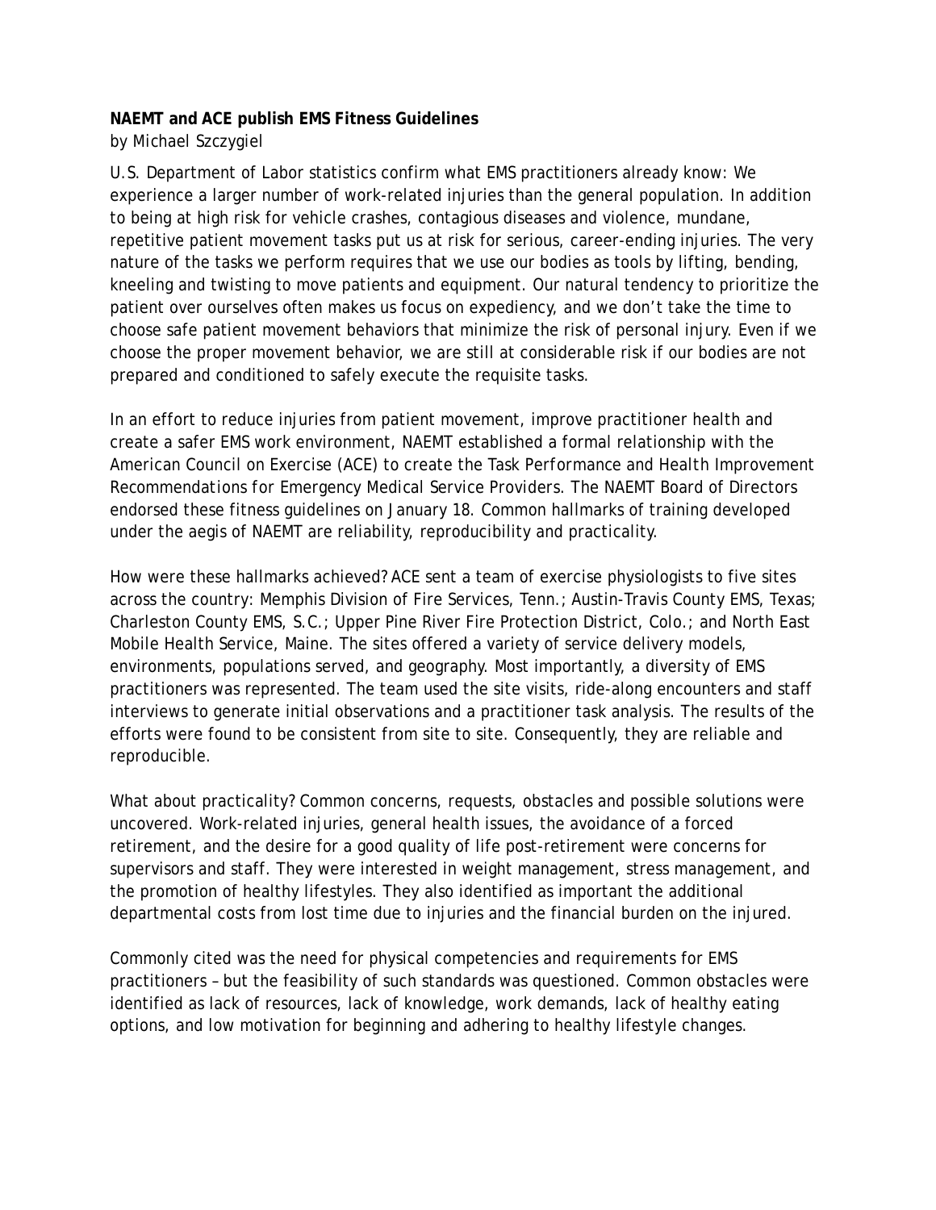**NAEMT and ACE publish EMS Fitness Guidelines**

*by Michael Szczygiel*

U.S. Department of Labor statistics confirm what EMS practitioners already know: We experience a larger number of work-related injuries than the general population. In addition to being at high risk for vehicle crashes, contagious diseases and violence, mundane, repetitive patient movement tasks put us at risk for serious, career-ending injuries. The very nature of the tasks we perform requires that we use our bodies as tools by lifting, bending, kneeling and twisting to move patients and equipment. Our natural tendency to prioritize the patient over ourselves often makes us focus on expediency, and we don't take the time to choose safe patient movement behaviors that minimize the risk of personal injury. Even if we choose the proper movement behavior, we are still at considerable risk if our bodies are not prepared and conditioned to safely execute the requisite tasks.

In an effort to reduce injuries from patient movement, improve practitioner health and create a safer EMS work environment, NAEMT established a formal relationship with the American Council on Exercise (ACE) to create the *Task Performance and Health Improvement Recommendations for Emergency Medical Service Providers*. The NAEMT Board of Directors endorsed these fitness guidelines on January 18. Common hallmarks of training developed under the aegis of NAEMT are reliability, reproducibility and practicality.

How were these hallmarks achieved? ACE sent a team of exercise physiologists to five sites across the country: Memphis Division of Fire Services, Tenn.; Austin-Travis County EMS, Texas; Charleston County EMS, S.C.; Upper Pine River Fire Protection District, Colo.; and North East Mobile Health Service, Maine. The sites offered a variety of service delivery models, environments, populations served, and geography. Most importantly, a diversity of EMS practitioners was represented. The team used the site visits, ride-along encounters and staff interviews to generate initial observations and a practitioner task analysis. The results of the efforts were found to be consistent from site to site. Consequently, they are reliable and reproducible.

What about practicality? Common concerns, requests, obstacles and possible solutions were uncovered. Work-related injuries, general health issues, the avoidance of a forced retirement, and the desire for a good quality of life post-retirement were concerns for supervisors and staff. They were interested in weight management, stress management, and the promotion of healthy lifestyles. They also identified as important the additional departmental costs from lost time due to injuries and the financial burden on the injured.

Commonly cited was the need for physical competencies and requirements for EMS practitioners – but the feasibility of such standards was questioned. Common obstacles were identified as lack of resources, lack of knowledge, work demands, lack of healthy eating options, and low motivation for beginning and adhering to healthy lifestyle changes.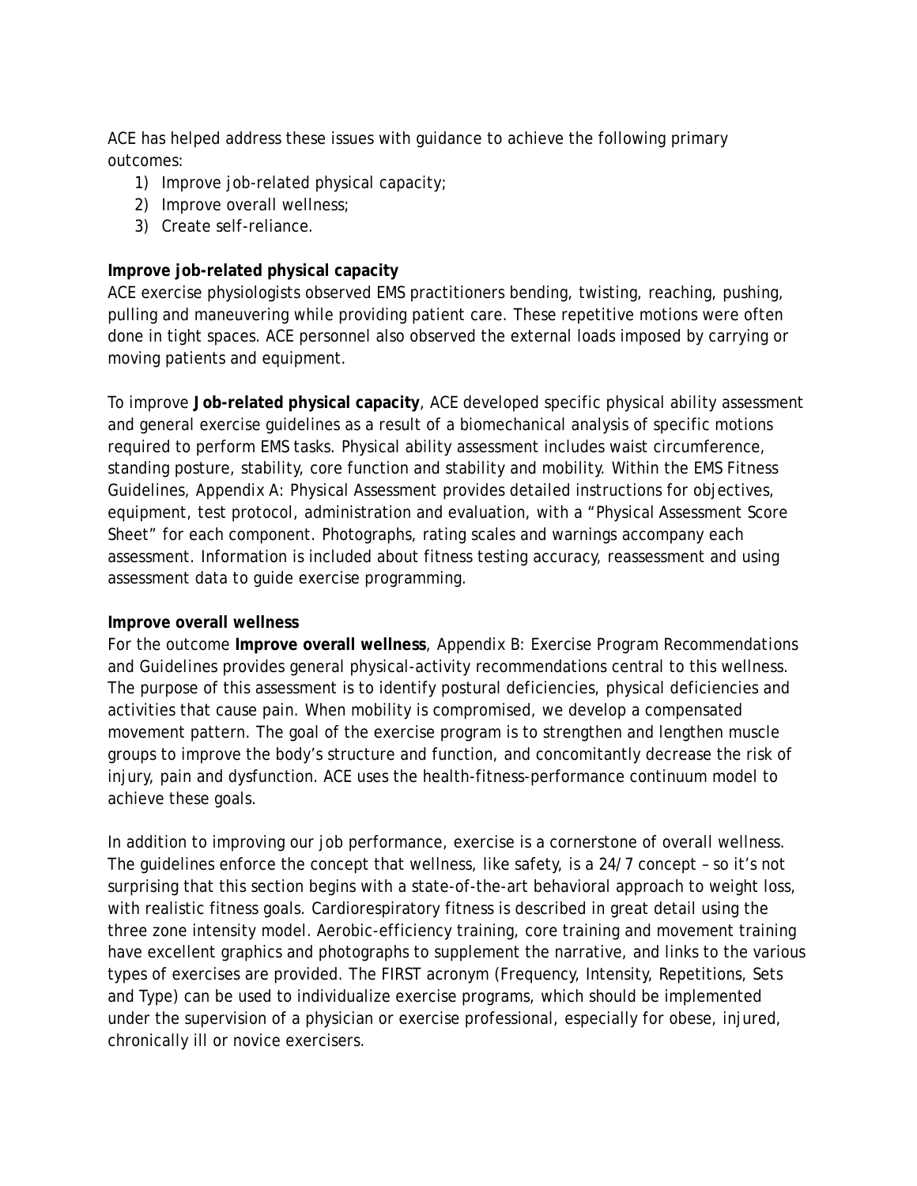ACE has helped address these issues with guidance to achieve the following primary outcomes:

1) Improve job-related physical capacity;
2) Improve overall wellness;
3) Create self-reliance.

**Improve job-related physical capacity**

ACE exercise physiologists observed EMS practitioners bending, twisting, reaching, pushing, pulling and maneuvering while providing patient care. These repetitive motions were often done in tight spaces. ACE personnel also observed the external loads imposed by carrying or moving patients and equipment.

To improve **Job-related physical capacity**, ACE developed specific physical ability assessment and general exercise guidelines as a result of a biomechanical analysis of specific motions required to perform EMS tasks. Physical ability assessment includes waist circumference, standing posture, stability, core function and stability and mobility. Within the EMS Fitness Guidelines, Appendix A: Physical Assessment provides detailed instructions for objectives, equipment, test protocol, administration and evaluation, with a "Physical Assessment Score Sheet" for each component. Photographs, rating scales and warnings accompany each assessment. Information is included about fitness testing accuracy, reassessment and using assessment data to guide exercise programming.

**Improve overall wellness**

For the outcome **Improve overall wellness**, Appendix B: *Exercise Program Recommendations and Guidelines* provides general physical-activity recommendations central to this wellness. The purpose of this assessment is to identify postural deficiencies, physical deficiencies and activities that cause pain. When mobility is compromised, we develop a compensated movement pattern. The goal of the exercise program is to strengthen and lengthen muscle groups to improve the body's structure and function, and concomitantly decrease the risk of injury, pain and dysfunction. ACE uses the health-fitness-performance continuum model to achieve these goals.

In addition to improving our job performance, exercise is a cornerstone of overall wellness. The guidelines enforce the concept that wellness, like safety, is a 24/7 concept – so it's not surprising that this section begins with a state-of-the-art behavioral approach to weight loss, with realistic fitness goals. Cardiorespiratory fitness is described in great detail using the three zone intensity model. Aerobic-efficiency training, core training and movement training have excellent graphics and photographs to supplement the narrative, and links to the various types of exercises are provided. The FIRST acronym (Frequency, Intensity, Repetitions, Sets and Type) can be used to individualize exercise programs, which should be implemented under the supervision of a physician or exercise professional, especially for obese, injured, chronically ill or novice exercisers.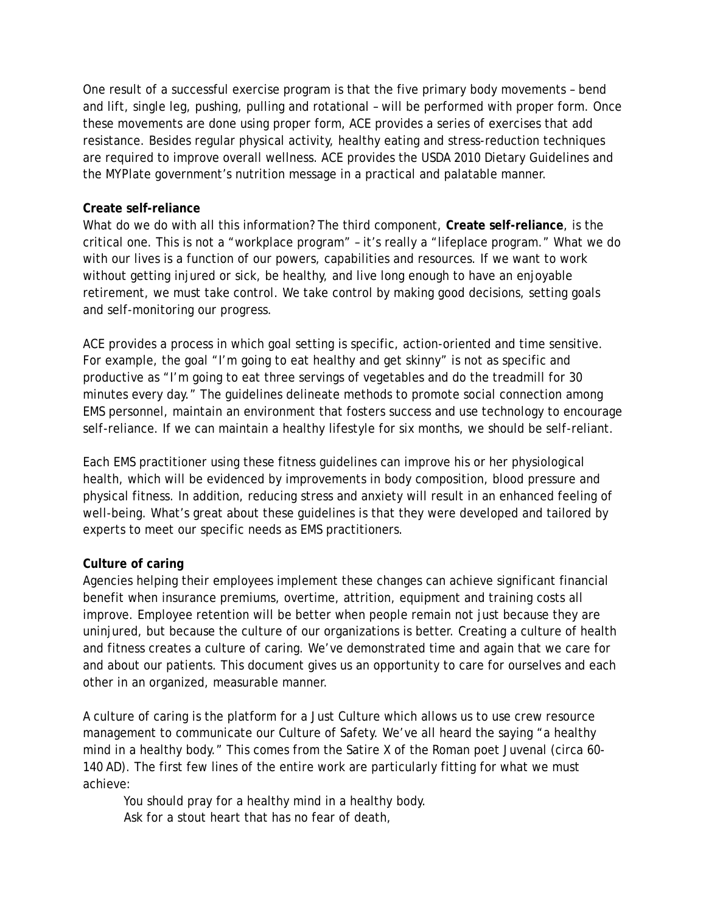One result of a successful exercise program is that the five primary body movements – bend and lift, single leg, pushing, pulling and rotational – will be performed with proper form. Once these movements are done using proper form, ACE provides a series of exercises that add resistance. Besides regular physical activity, healthy eating and stress-reduction techniques are required to improve overall wellness. ACE provides the USDA 2010 Dietary Guidelines and the MYPlate government's nutrition message in a practical and palatable manner.

**Create self-reliance**

What do we do with all this information? The third component, **Create self-reliance**, is the critical one. This is not a "workplace program" – it's really a "lifeplace program." What we do with our lives is a function of our powers, capabilities and resources. If we want to work without getting injured or sick, be healthy, and live long enough to have an enjoyable retirement, we must take control. We take control by making good decisions, setting goals and self-monitoring our progress.

ACE provides a process in which goal setting is specific, action-oriented and time sensitive. For example, the goal "I'm going to eat healthy and get skinny" is not as specific and productive as "I'm going to eat three servings of vegetables and do the treadmill for 30 minutes every day." The guidelines delineate methods to promote social connection among EMS personnel, maintain an environment that fosters success and use technology to encourage self-reliance. If we can maintain a healthy lifestyle for six months, we should be self-reliant.

Each EMS practitioner using these fitness guidelines can improve his or her physiological health, which will be evidenced by improvements in body composition, blood pressure and physical fitness. In addition, reducing stress and anxiety will result in an enhanced feeling of well-being. What's great about these guidelines is that they were developed and tailored by experts to meet our specific needs as EMS practitioners.

**Culture of caring**

Agencies helping their employees implement these changes can achieve significant financial benefit when insurance premiums, overtime, attrition, equipment and training costs all improve. Employee retention will be better when people remain not just because they are uninjured, but because the culture of our organizations is better. Creating a culture of health and fitness creates a culture of caring. We've demonstrated time and again that we care for and about our patients. This document gives us an opportunity to care for ourselves and each other in an organized, measurable manner.

A culture of caring is the platform for a Just Culture which allows us to use crew resource management to communicate our Culture of Safety. We've all heard the saying "a healthy mind in a healthy body." This comes from the Satire X of the Roman poet Juvenal (circa 60-140 AD). The first few lines of the entire work are particularly fitting for what we must achieve:

> You should pray for a healthy mind in a healthy body.
> Ask for a stout heart that has no fear of death,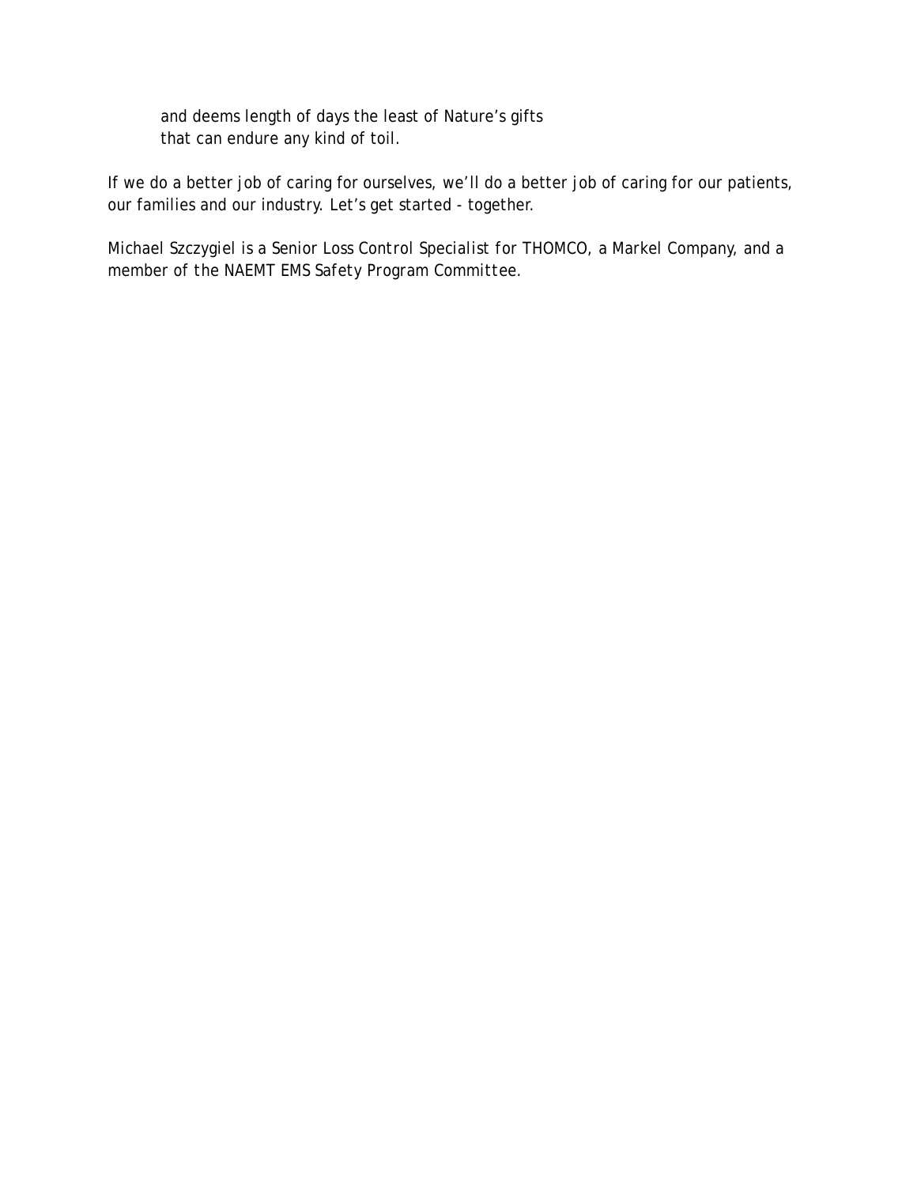> and deems length of days the least of Nature's gifts
> that can endure any kind of toil.

If we do a better job of caring for ourselves, we'll do a better job of caring for our patients, our families and our industry. Let's get started - together.

Michael Szczygiel is a Senior Loss Control Specialist for THOMCO, a Markel Company, and a member of the NAEMT EMS Safety Program Committee.